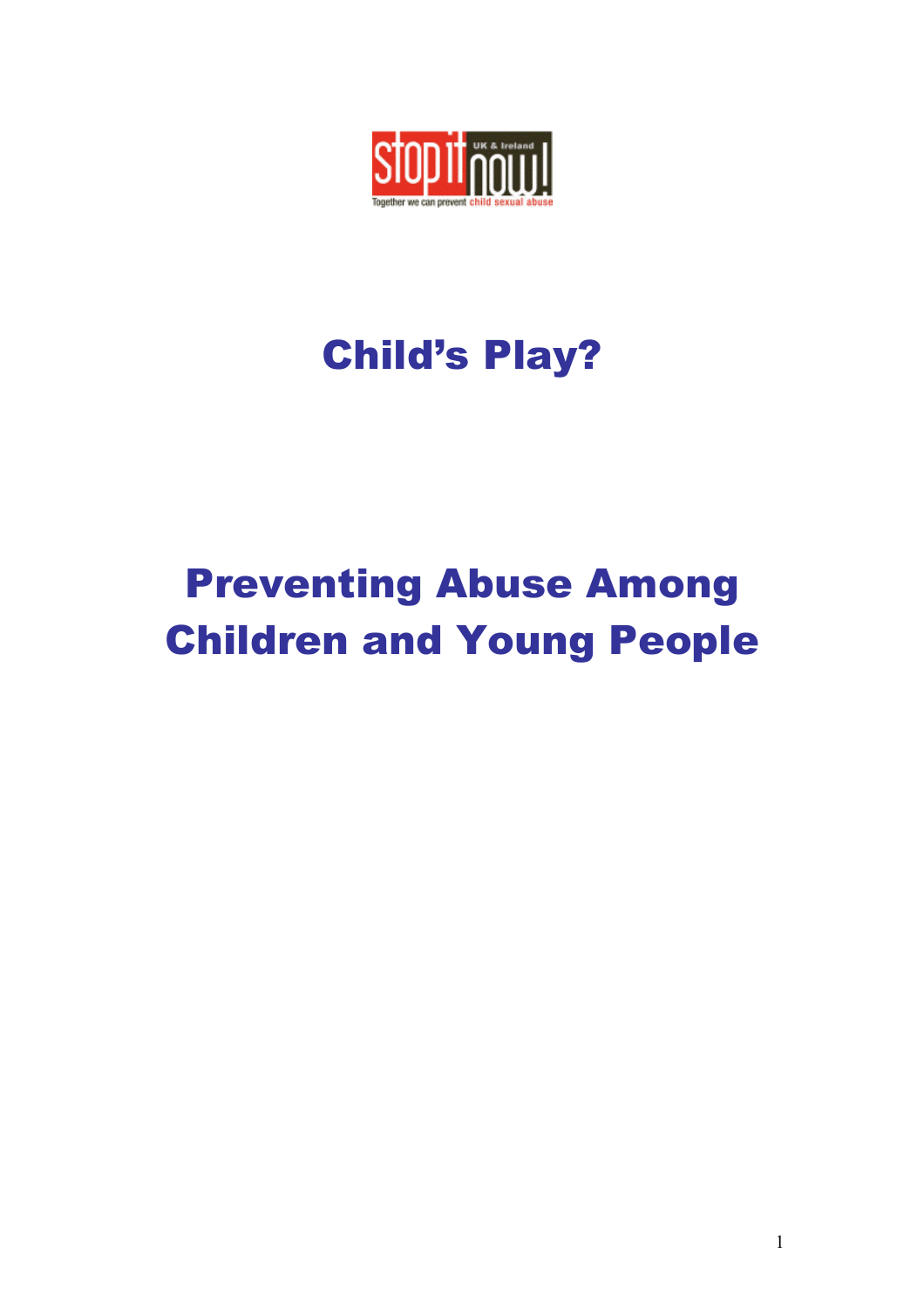stop it now! UK & Ireland

Together we can prevent child sexual abuse

# Child's Play?

# Preventing Abuse Among Children and Young People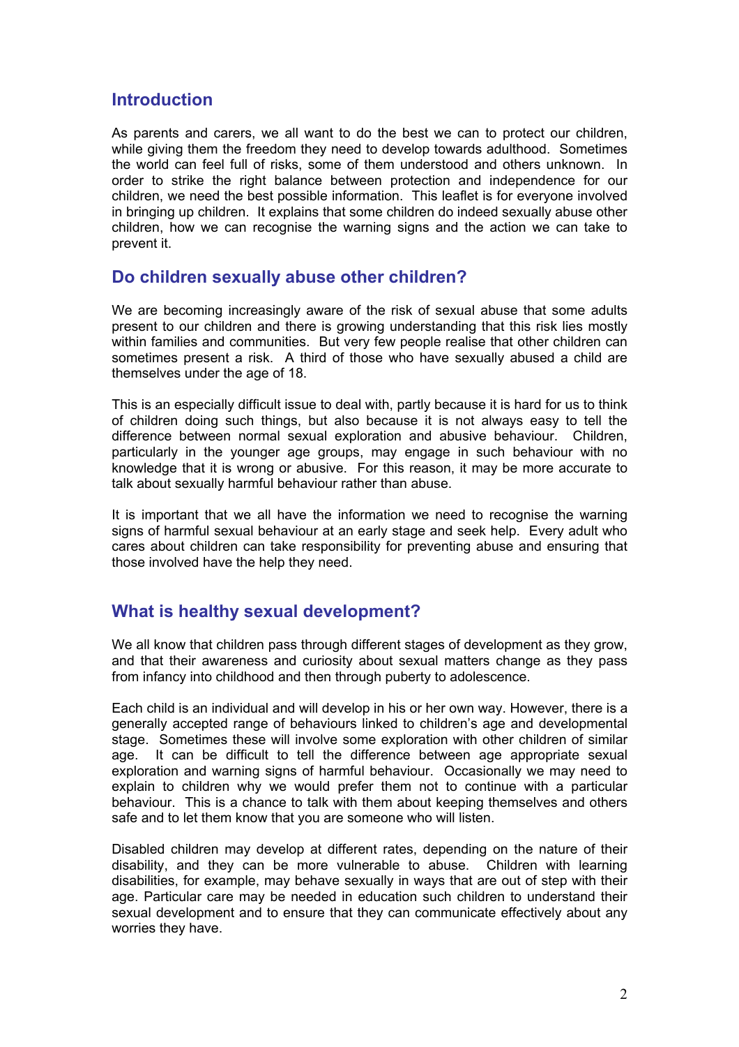## Introduction

As parents and carers, we all want to do the best we can to protect our children, while giving them the freedom they need to develop towards adulthood. Sometimes the world can feel full of risks, some of them understood and others unknown. In order to strike the right balance between protection and independence for our children, we need the best possible information. This leaflet is for everyone involved in bringing up children. It explains that some children do indeed sexually abuse other children, how we can recognise the warning signs and the action we can take to prevent it.

## Do children sexually abuse other children?

We are becoming increasingly aware of the risk of sexual abuse that some adults present to our children and there is growing understanding that this risk lies mostly within families and communities. But very few people realise that other children can sometimes present a risk. A third of those who have sexually abused a child are themselves under the age of 18.

This is an especially difficult issue to deal with, partly because it is hard for us to think of children doing such things, but also because it is not always easy to tell the difference between normal sexual exploration and abusive behaviour. Children, particularly in the younger age groups, may engage in such behaviour with no knowledge that it is wrong or abusive. For this reason, it may be more accurate to talk about sexually harmful behaviour rather than abuse.

It is important that we all have the information we need to recognise the warning signs of harmful sexual behaviour at an early stage and seek help. Every adult who cares about children can take responsibility for preventing abuse and ensuring that those involved have the help they need.

## What is healthy sexual development?

We all know that children pass through different stages of development as they grow, and that their awareness and curiosity about sexual matters change as they pass from infancy into childhood and then through puberty to adolescence.

Each child is an individual and will develop in his or her own way. However, there is a generally accepted range of behaviours linked to children's age and developmental stage. Sometimes these will involve some exploration with other children of similar age. It can be difficult to tell the difference between age appropriate sexual exploration and warning signs of harmful behaviour. Occasionally we may need to explain to children why we would prefer them not to continue with a particular behaviour. This is a chance to talk with them about keeping themselves and others safe and to let them know that you are someone who will listen.

Disabled children may develop at different rates, depending on the nature of their disability, and they can be more vulnerable to abuse. Children with learning disabilities, for example, may behave sexually in ways that are out of step with their age. Particular care may be needed in education such children to understand their sexual development and to ensure that they can communicate effectively about any worries they have.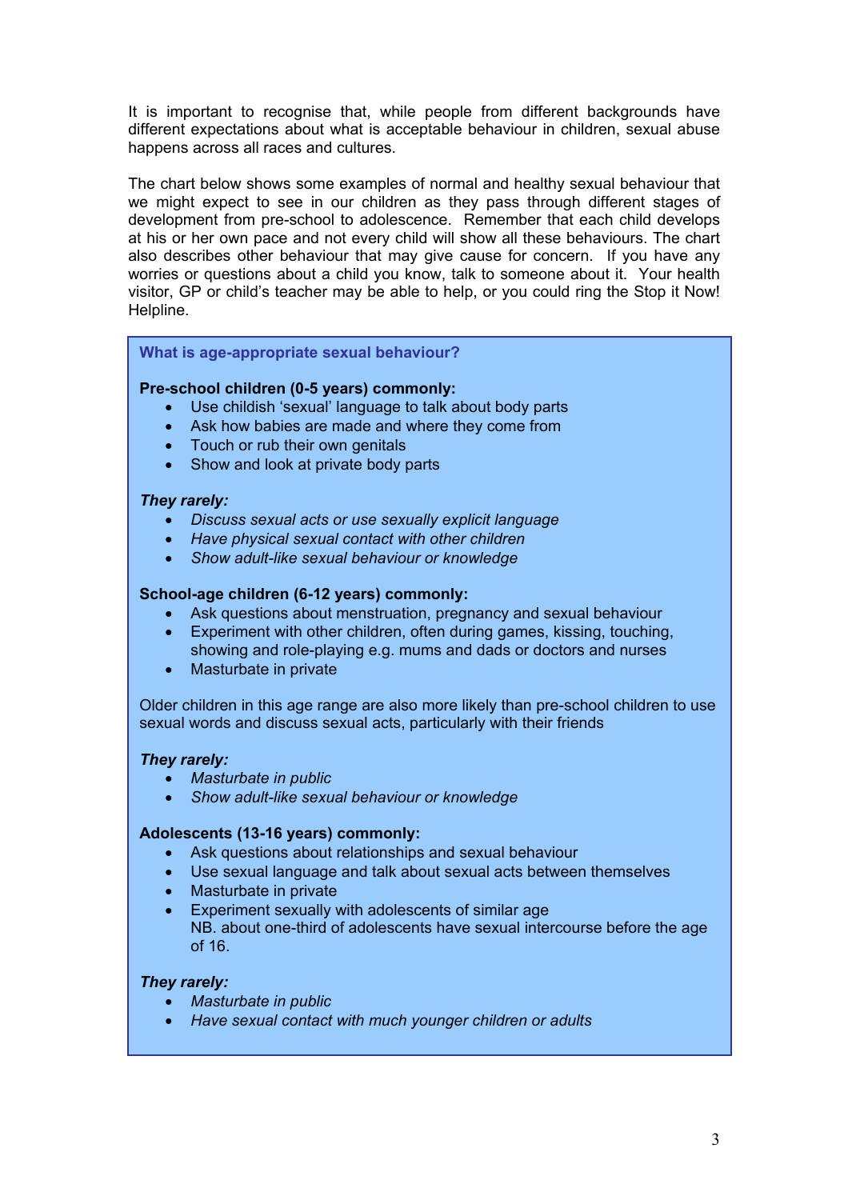It is important to recognise that, while people from different backgrounds have different expectations about what is acceptable behaviour in children, sexual abuse happens across all races and cultures.

The chart below shows some examples of normal and healthy sexual behaviour that we might expect to see in our children as they pass through different stages of development from pre-school to adolescence. Remember that each child develops at his or her own pace and not every child will show all these behaviours. The chart also describes other behaviour that may give cause for concern. If you have any worries or questions about a child you know, talk to someone about it. Your health visitor, GP or child's teacher may be able to help, or you could ring the Stop it Now! Helpline.

### What is age-appropriate sexual behaviour?

**Pre-school children (0-5 years) commonly:**

- Use childish 'sexual' language to talk about body parts
- Ask how babies are made and where they come from
- Touch or rub their own genitals
- Show and look at private body parts

***They rarely:***

- *Discuss sexual acts or use sexually explicit language*
- *Have physical sexual contact with other children*
- *Show adult-like sexual behaviour or knowledge*

**School-age children (6-12 years) commonly:**

- Ask questions about menstruation, pregnancy and sexual behaviour
- Experiment with other children, often during games, kissing, touching, showing and role-playing e.g. mums and dads or doctors and nurses
- Masturbate in private

Older children in this age range are also more likely than pre-school children to use sexual words and discuss sexual acts, particularly with their friends

***They rarely:***

- *Masturbate in public*
- *Show adult-like sexual behaviour or knowledge*

**Adolescents (13-16 years) commonly:**

- Ask questions about relationships and sexual behaviour
- Use sexual language and talk about sexual acts between themselves
- Masturbate in private
- Experiment sexually with adolescents of similar age
  NB. about one-third of adolescents have sexual intercourse before the age of 16.

***They rarely:***

- *Masturbate in public*
- *Have sexual contact with much younger children or adults*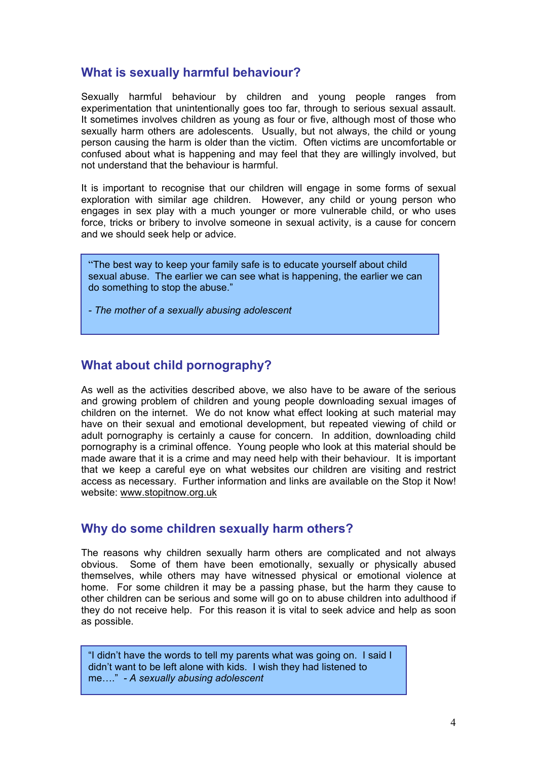## What is sexually harmful behaviour?

Sexually harmful behaviour by children and young people ranges from experimentation that unintentionally goes too far, through to serious sexual assault. It sometimes involves children as young as four or five, although most of those who sexually harm others are adolescents. Usually, but not always, the child or young person causing the harm is older than the victim. Often victims are uncomfortable or confused about what is happening and may feel that they are willingly involved, but not understand that the behaviour is harmful.

It is important to recognise that our children will engage in some forms of sexual exploration with similar age children. However, any child or young person who engages in sex play with a much younger or more vulnerable child, or who uses force, tricks or bribery to involve someone in sexual activity, is a cause for concern and we should seek help or advice.

> "The best way to keep your family safe is to educate yourself about child sexual abuse. The earlier we can see what is happening, the earlier we can do something to stop the abuse."
>
> *- The mother of a sexually abusing adolescent*

## What about child pornography?

As well as the activities described above, we also have to be aware of the serious and growing problem of children and young people downloading sexual images of children on the internet. We do not know what effect looking at such material may have on their sexual and emotional development, but repeated viewing of child or adult pornography is certainly a cause for concern. In addition, downloading child pornography is a criminal offence. Young people who look at this material should be made aware that it is a crime and may need help with their behaviour. It is important that we keep a careful eye on what websites our children are visiting and restrict access as necessary. Further information and links are available on the Stop it Now! website: www.stopitnow.org.uk

## Why do some children sexually harm others?

The reasons why children sexually harm others are complicated and not always obvious. Some of them have been emotionally, sexually or physically abused themselves, while others may have witnessed physical or emotional violence at home. For some children it may be a passing phase, but the harm they cause to other children can be serious and some will go on to abuse children into adulthood if they do not receive help. For this reason it is vital to seek advice and help as soon as possible.

> "I didn't have the words to tell my parents what was going on. I said I didn't want to be left alone with kids. I wish they had listened to me…." *- A sexually abusing adolescent*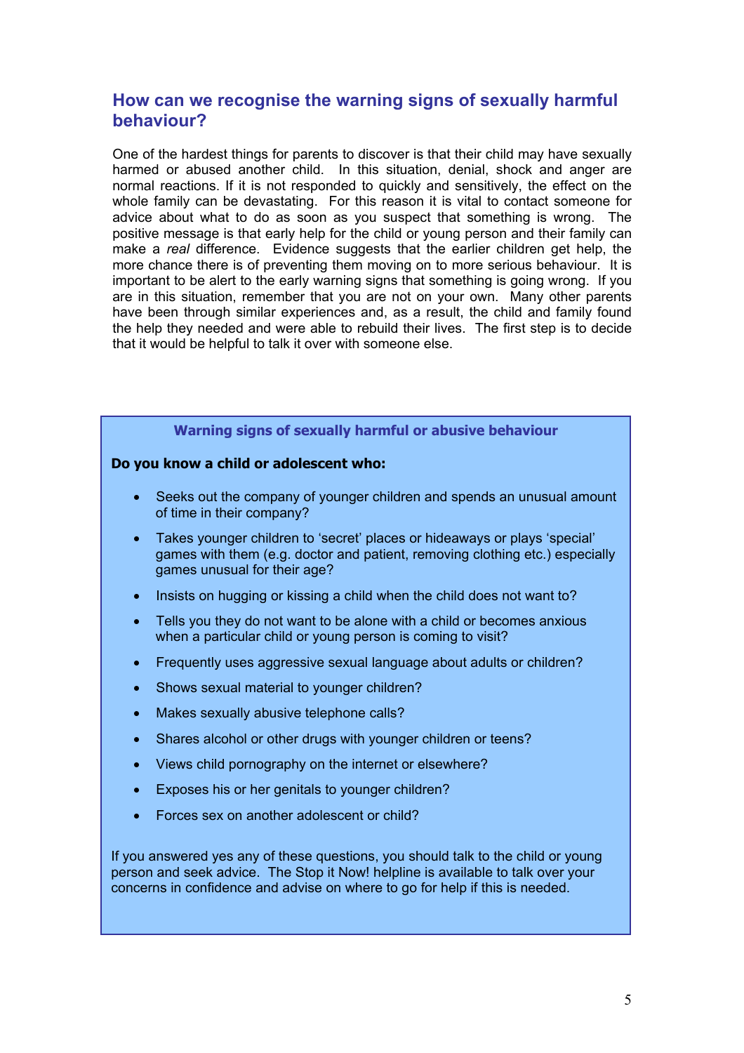## How can we recognise the warning signs of sexually harmful behaviour?

One of the hardest things for parents to discover is that their child may have sexually harmed or abused another child. In this situation, denial, shock and anger are normal reactions. If it is not responded to quickly and sensitively, the effect on the whole family can be devastating. For this reason it is vital to contact someone for advice about what to do as soon as you suspect that something is wrong. The positive message is that early help for the child or young person and their family can make a *real* difference. Evidence suggests that the earlier children get help, the more chance there is of preventing them moving on to more serious behaviour. It is important to be alert to the early warning signs that something is going wrong. If you are in this situation, remember that you are not on your own. Many other parents have been through similar experiences and, as a result, the child and family found the help they needed and were able to rebuild their lives. The first step is to decide that it would be helpful to talk it over with someone else.

### Warning signs of sexually harmful or abusive behaviour

**Do you know a child or adolescent who:**

- Seeks out the company of younger children and spends an unusual amount of time in their company?
- Takes younger children to 'secret' places or hideaways or plays 'special' games with them (e.g. doctor and patient, removing clothing etc.) especially games unusual for their age?
- Insists on hugging or kissing a child when the child does not want to?
- Tells you they do not want to be alone with a child or becomes anxious when a particular child or young person is coming to visit?
- Frequently uses aggressive sexual language about adults or children?
- Shows sexual material to younger children?
- Makes sexually abusive telephone calls?
- Shares alcohol or other drugs with younger children or teens?
- Views child pornography on the internet or elsewhere?
- Exposes his or her genitals to younger children?
- Forces sex on another adolescent or child?

If you answered yes any of these questions, you should talk to the child or young person and seek advice. The Stop it Now! helpline is available to talk over your concerns in confidence and advise on where to go for help if this is needed.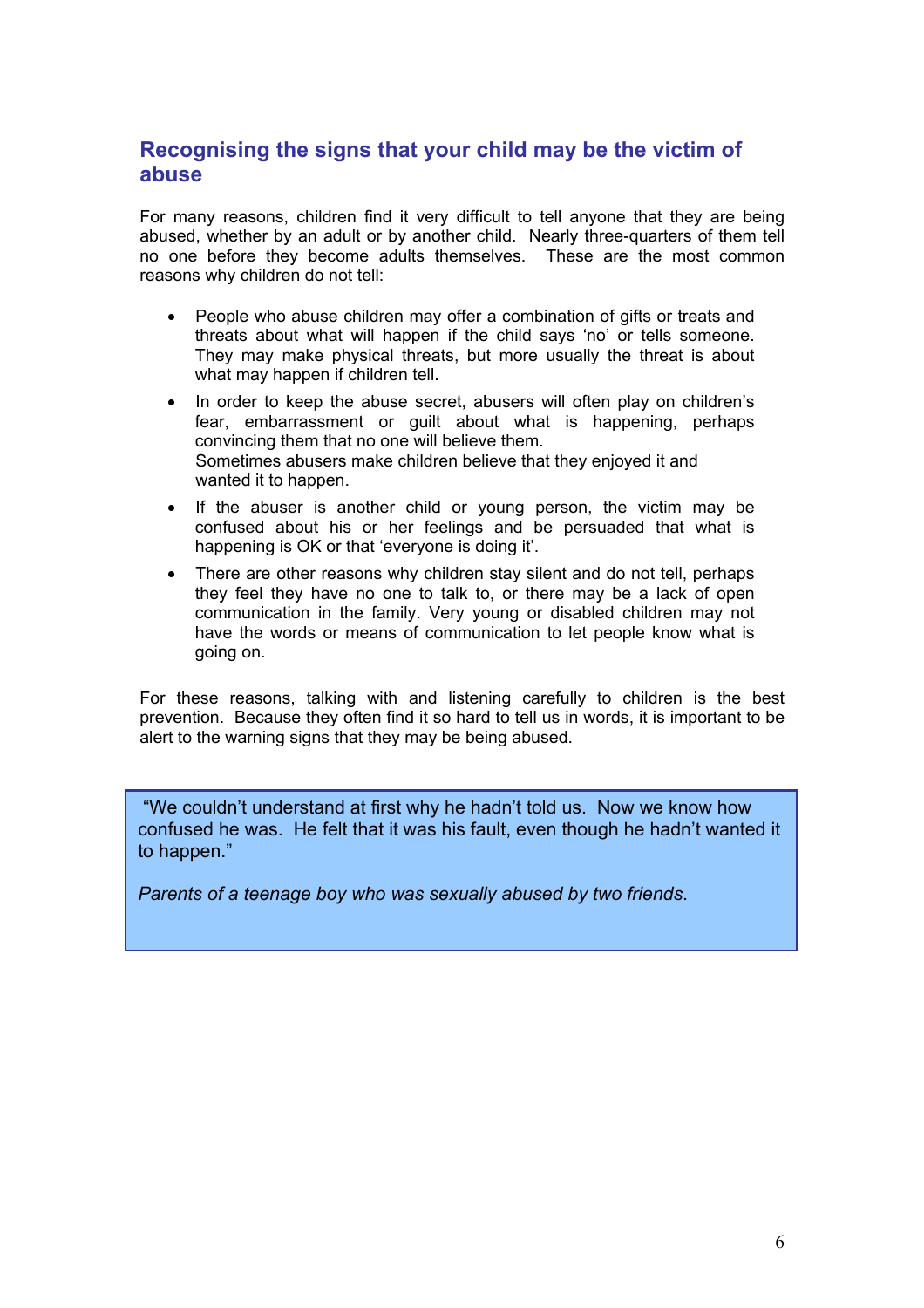## Recognising the signs that your child may be the victim of abuse

For many reasons, children find it very difficult to tell anyone that they are being abused, whether by an adult or by another child. Nearly three-quarters of them tell no one before they become adults themselves. These are the most common reasons why children do not tell:

- People who abuse children may offer a combination of gifts or treats and threats about what will happen if the child says 'no' or tells someone. They may make physical threats, but more usually the threat is about what may happen if children tell.
- In order to keep the abuse secret, abusers will often play on children's fear, embarrassment or guilt about what is happening, perhaps convincing them that no one will believe them.
  Sometimes abusers make children believe that they enjoyed it and wanted it to happen.
- If the abuser is another child or young person, the victim may be confused about his or her feelings and be persuaded that what is happening is OK or that 'everyone is doing it'.
- There are other reasons why children stay silent and do not tell, perhaps they feel they have no one to talk to, or there may be a lack of open communication in the family. Very young or disabled children may not have the words or means of communication to let people know what is going on.

For these reasons, talking with and listening carefully to children is the best prevention. Because they often find it so hard to tell us in words, it is important to be alert to the warning signs that they may be being abused.

> "We couldn't understand at first why he hadn't told us. Now we know how confused he was. He felt that it was his fault, even though he hadn't wanted it to happen."
>
> *Parents of a teenage boy who was sexually abused by two friends.*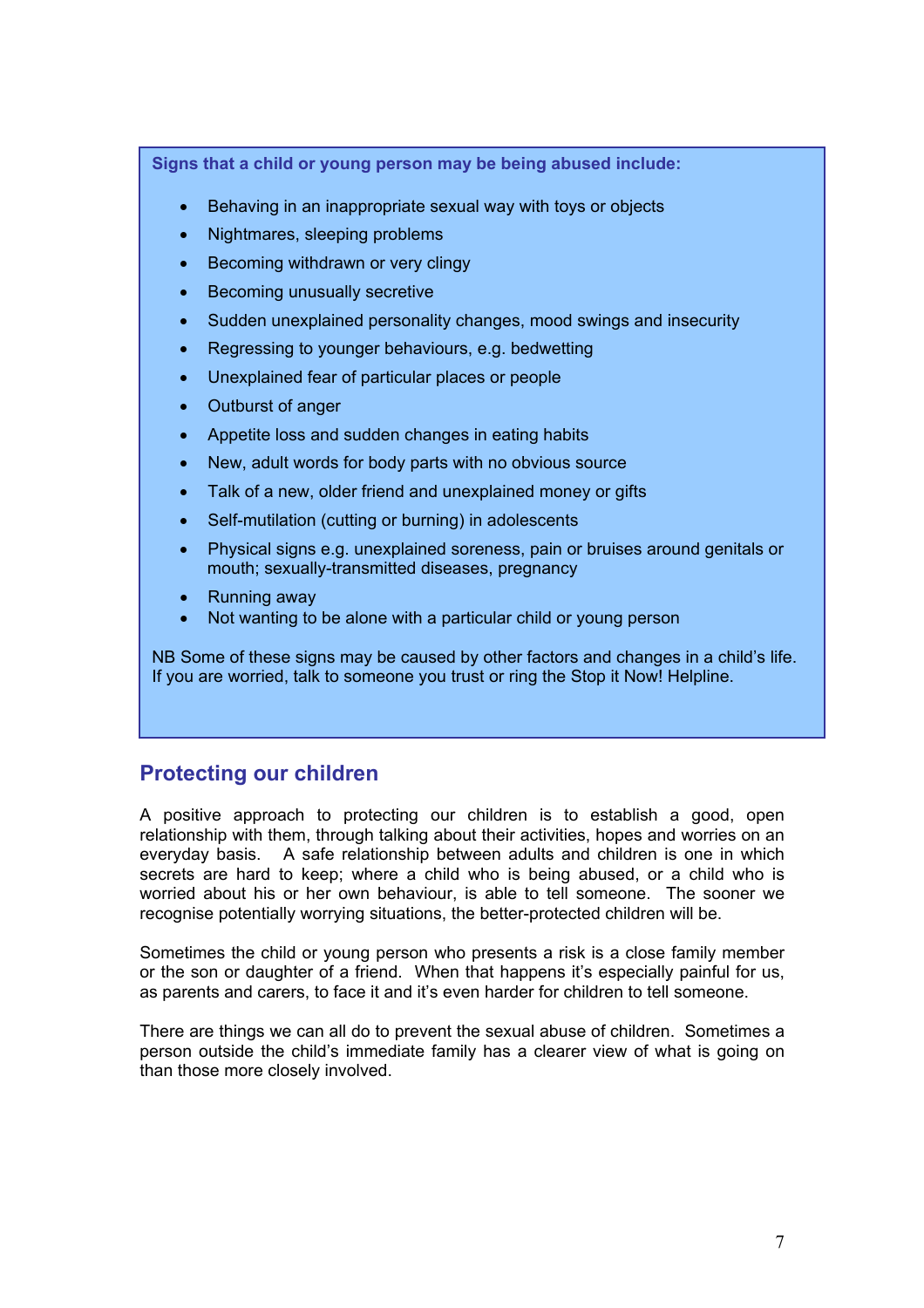**Signs that a child or young person may be being abused include:**

- Behaving in an inappropriate sexual way with toys or objects
- Nightmares, sleeping problems
- Becoming withdrawn or very clingy
- Becoming unusually secretive
- Sudden unexplained personality changes, mood swings and insecurity
- Regressing to younger behaviours, e.g. bedwetting
- Unexplained fear of particular places or people
- Outburst of anger
- Appetite loss and sudden changes in eating habits
- New, adult words for body parts with no obvious source
- Talk of a new, older friend and unexplained money or gifts
- Self-mutilation (cutting or burning) in adolescents
- Physical signs e.g. unexplained soreness, pain or bruises around genitals or mouth; sexually-transmitted diseases, pregnancy
- Running away
- Not wanting to be alone with a particular child or young person

NB Some of these signs may be caused by other factors and changes in a child's life. If you are worried, talk to someone you trust or ring the Stop it Now! Helpline.

## Protecting our children

A positive approach to protecting our children is to establish a good, open relationship with them, through talking about their activities, hopes and worries on an everyday basis. A safe relationship between adults and children is one in which secrets are hard to keep; where a child who is being abused, or a child who is worried about his or her own behaviour, is able to tell someone. The sooner we recognise potentially worrying situations, the better-protected children will be.

Sometimes the child or young person who presents a risk is a close family member or the son or daughter of a friend. When that happens it's especially painful for us, as parents and carers, to face it and it's even harder for children to tell someone.

There are things we can all do to prevent the sexual abuse of children. Sometimes a person outside the child's immediate family has a clearer view of what is going on than those more closely involved.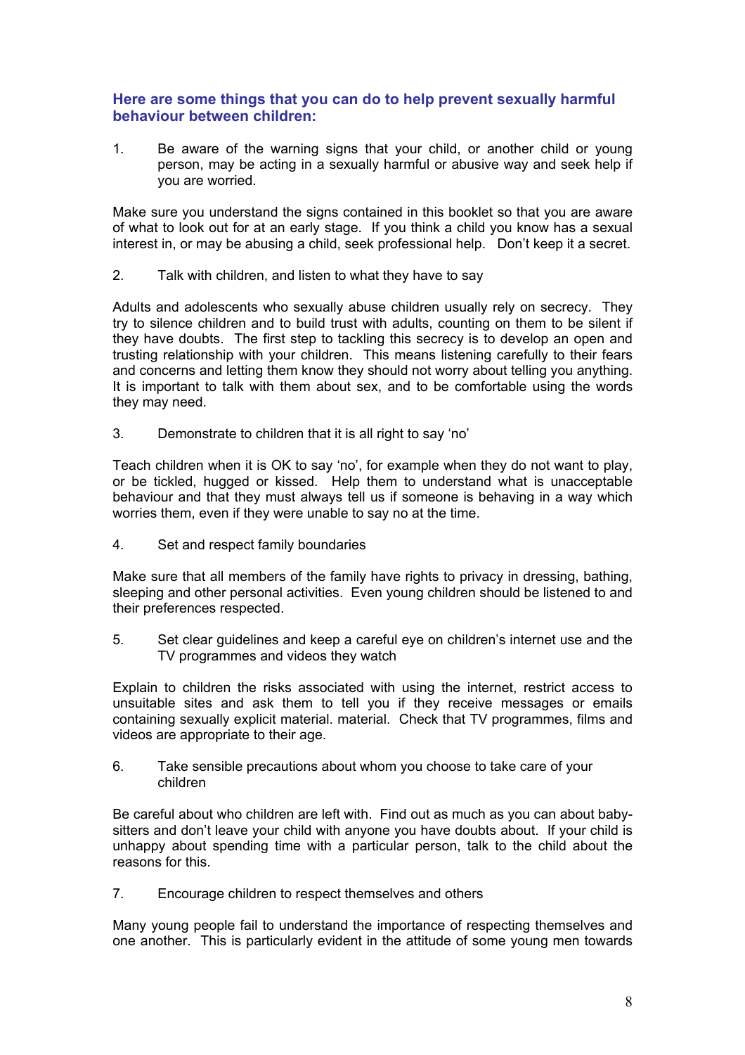### Here are some things that you can do to help prevent sexually harmful behaviour between children:

1. Be aware of the warning signs that your child, or another child or young person, may be acting in a sexually harmful or abusive way and seek help if you are worried.

Make sure you understand the signs contained in this booklet so that you are aware of what to look out for at an early stage. If you think a child you know has a sexual interest in, or may be abusing a child, seek professional help. Don't keep it a secret.

2. Talk with children, and listen to what they have to say

Adults and adolescents who sexually abuse children usually rely on secrecy. They try to silence children and to build trust with adults, counting on them to be silent if they have doubts. The first step to tackling this secrecy is to develop an open and trusting relationship with your children. This means listening carefully to their fears and concerns and letting them know they should not worry about telling you anything. It is important to talk with them about sex, and to be comfortable using the words they may need.

3. Demonstrate to children that it is all right to say 'no'

Teach children when it is OK to say 'no', for example when they do not want to play, or be tickled, hugged or kissed. Help them to understand what is unacceptable behaviour and that they must always tell us if someone is behaving in a way which worries them, even if they were unable to say no at the time.

4. Set and respect family boundaries

Make sure that all members of the family have rights to privacy in dressing, bathing, sleeping and other personal activities. Even young children should be listened to and their preferences respected.

5. Set clear guidelines and keep a careful eye on children's internet use and the TV programmes and videos they watch

Explain to children the risks associated with using the internet, restrict access to unsuitable sites and ask them to tell you if they receive messages or emails containing sexually explicit material. material. Check that TV programmes, films and videos are appropriate to their age.

6. Take sensible precautions about whom you choose to take care of your children

Be careful about who children are left with. Find out as much as you can about baby-sitters and don't leave your child with anyone you have doubts about. If your child is unhappy about spending time with a particular person, talk to the child about the reasons for this.

7. Encourage children to respect themselves and others

Many young people fail to understand the importance of respecting themselves and one another. This is particularly evident in the attitude of some young men towards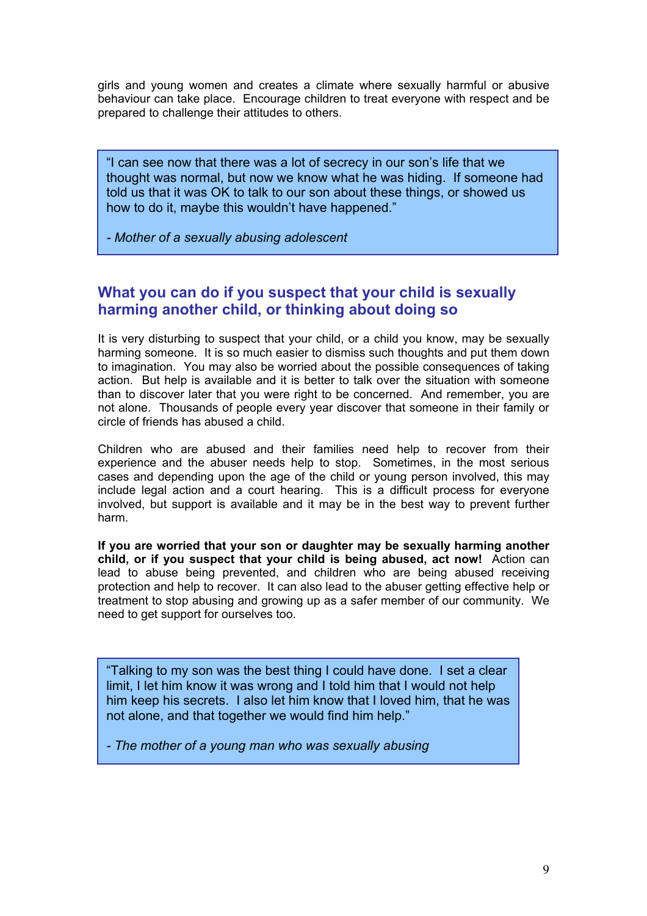girls and young women and creates a climate where sexually harmful or abusive behaviour can take place. Encourage children to treat everyone with respect and be prepared to challenge their attitudes to others.

> "I can see now that there was a lot of secrecy in our son's life that we thought was normal, but now we know what he was hiding. If someone had told us that it was OK to talk to our son about these things, or showed us how to do it, maybe this wouldn't have happened."
>
> *- Mother of a sexually abusing adolescent*

## What you can do if you suspect that your child is sexually harming another child, or thinking about doing so

It is very disturbing to suspect that your child, or a child you know, may be sexually harming someone. It is so much easier to dismiss such thoughts and put them down to imagination. You may also be worried about the possible consequences of taking action. But help is available and it is better to talk over the situation with someone than to discover later that you were right to be concerned. And remember, you are not alone. Thousands of people every year discover that someone in their family or circle of friends has abused a child.

Children who are abused and their families need help to recover from their experience and the abuser needs help to stop. Sometimes, in the most serious cases and depending upon the age of the child or young person involved, this may include legal action and a court hearing. This is a difficult process for everyone involved, but support is available and it may be in the best way to prevent further harm.

**If you are worried that your son or daughter may be sexually harming another child, or if you suspect that your child is being abused, act now!** Action can lead to abuse being prevented, and children who are being abused receiving protection and help to recover. It can also lead to the abuser getting effective help or treatment to stop abusing and growing up as a safer member of our community. We need to get support for ourselves too.

> "Talking to my son was the best thing I could have done. I set a clear limit, I let him know it was wrong and I told him that I would not help him keep his secrets. I also let him know that I loved him, that he was not alone, and that together we would find him help."
>
> *- The mother of a young man who was sexually abusing*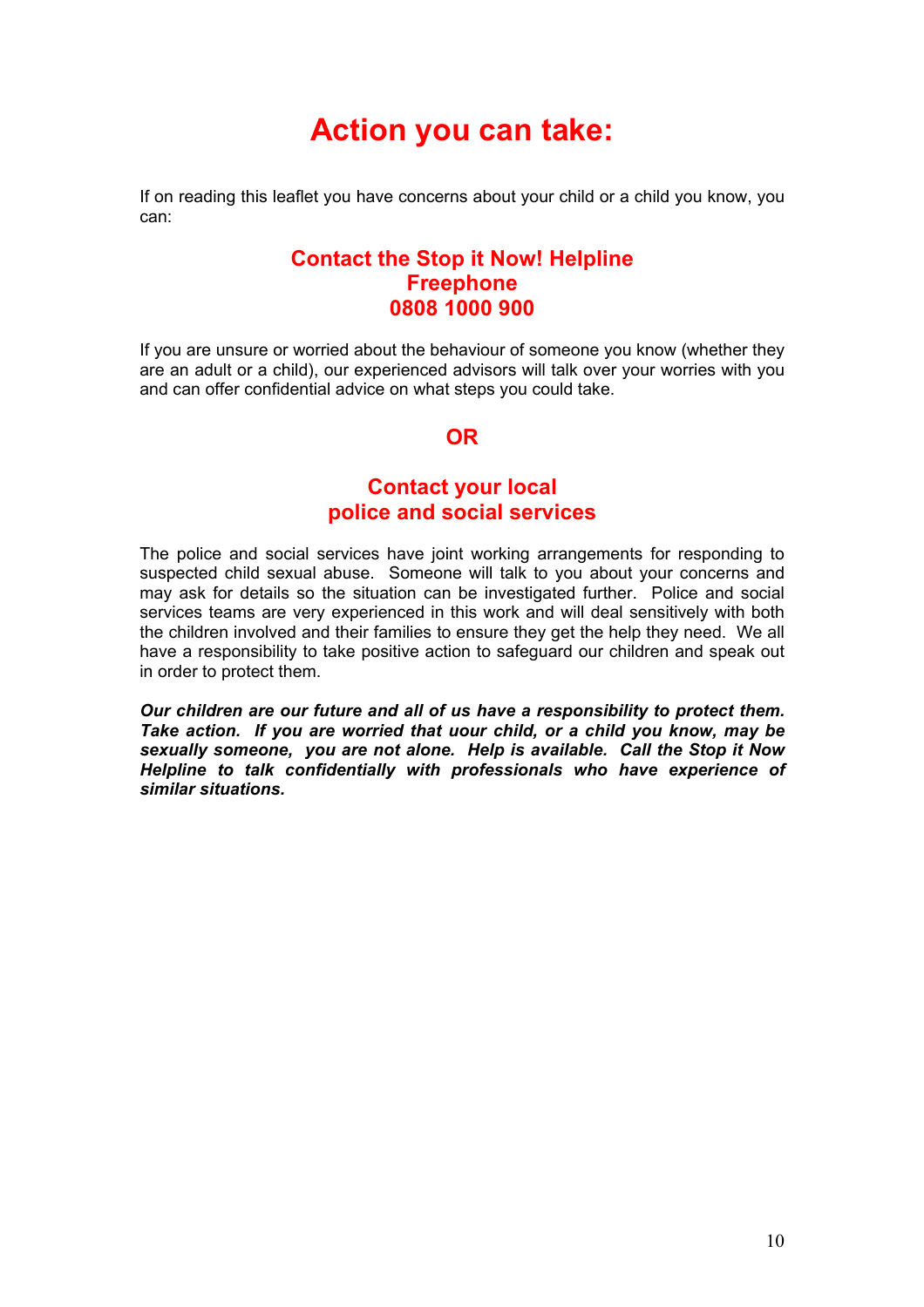# Action you can take:

If on reading this leaflet you have concerns about your child or a child you know, you can:

## Contact the Stop it Now! Helpline
## Freephone
## 0808 1000 900

If you are unsure or worried about the behaviour of someone you know (whether they are an adult or a child), our experienced advisors will talk over your worries with you and can offer confidential advice on what steps you could take.

## OR

## Contact your local police and social services

The police and social services have joint working arrangements for responding to suspected child sexual abuse. Someone will talk to you about your concerns and may ask for details so the situation can be investigated further. Police and social services teams are very experienced in this work and will deal sensitively with both the children involved and their families to ensure they get the help they need. We all have a responsibility to take positive action to safeguard our children and speak out in order to protect them.

***Our children are our future and all of us have a responsibility to protect them. Take action. If you are worried that uour child, or a child you know, may be sexually someone, you are not alone. Help is available. Call the Stop it Now Helpline to talk confidentially with professionals who have experience of similar situations.***